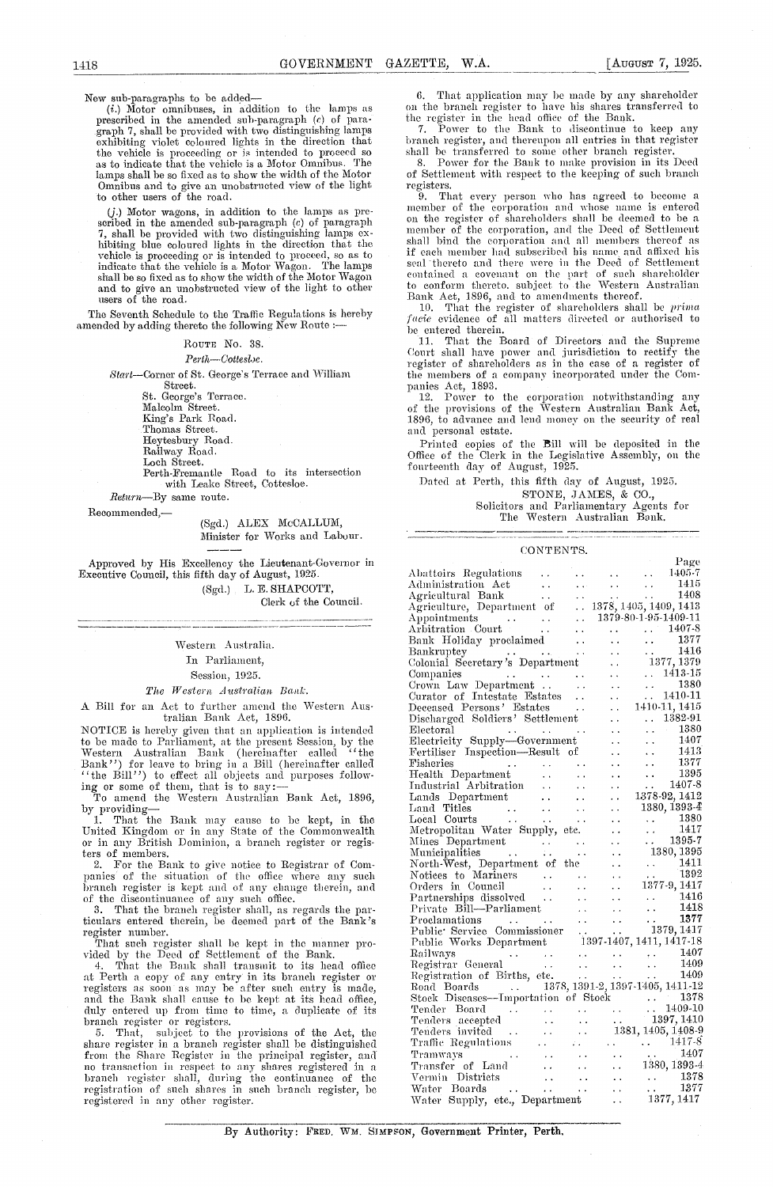New sub-paragraphs to be added—

(i.) Motor omnibuses, in addition to the lamps as prescribed in the amended sub-paragraph (c) of paragraph 7, shall be provided with two distinguishing lamps exhibiting violet coloured lights in the direction that the vehicle is proceeding or is intended to proceed so as to indicate that the vehicle is a Motor Omnibus. The lamps shall be so fixed as to show the width of the Motor Omnibus and to give an unobstructed view of the light to other users of the road.

(j.) Motor wagons, in addition to the lamps as prescribed in the amended sub-paragraph (c) of paragraph 7, shall be provided with two distinguishing lamps exhibiting blue coloured lights in the direction that the vehicle is proceeding or is intended to proceed, so as to indicate that the vehicle is a Motor Wagon. The lamps shall be so fixed as to show the width of the Motor Wagon and to give an unobstructed view of the light to other users of the road.

The Seventh Schedule to the Traffic Regulations is hereby amended by adding thereto the following New Route :—

ROUTE No. 38.

*Perth—Cottesloe.*

*Start*—Corner of St. George's Terrace and William Street.
St. George's Terrace.
Malcolm Street.
King's Park Road.
Thomas Street.
Heytesbury Road.
Railway Road.
Loch Street.
Perth-Fremantle Road to its intersection with Leake Street, Cottesloe.

*Return*—By same route.

Recommended,—

(Sgd.) ALEX McCALLUM,
Minister for Works and Labour.

Approved by His Excellency the Lieutenant-Governor in Executive Council, this fifth day of August, 1925.

(Sgd.) L. E. SHAPCOTT,
Clerk of the Council.

---

Western Australia.

In Parliament,

Session, 1925.

*The Western Australian Bank.*

A Bill for an Act to further amend the Western Australian Bank Act, 1896.

NOTICE is hereby given that an application is intended to be made to Parliament, at the present Session, by the Western Australian Bank (hereinafter called "the Bank") for leave to bring in a Bill (hereinafter called "the Bill") to effect all objects and purposes following or some of them, that is to say:—

To amend the Western Australian Bank Act, 1896, by providing—

1. That the Bank may cause to be kept, in the United Kingdom or in any State of the Commonwealth or in any British Dominion, a branch register or registers of members.
2. For the Bank to give notice to Registrar of Companies of the situation of the office where any such branch register is kept and of any change therein, and of the discontinuance of any such office.
3. That the branch register shall, as regards the particulars entered therein, be deemed part of the Bank's register number.

That such register shall be kept in the manner provided by the Deed of Settlement of the Bank.

4. That the Bank shall transmit to its head office at Perth a copy of any entry in its branch register or registers as soon as may be after such entry is made, and the Bank shall cause to be kept at its head office, duly entered up from time to time, a duplicate of its branch register or registers.
5. That, subject to the provisions of the Act, the share register in a branch register shall be distinguished from the Share Register in the principal register, and no transaction in respect to any shares registered in a branch register shall, during the continuance of the registration of such shares in such branch register, be registered in any other register.
6. That application may be made by any shareholder on the branch register to have his shares transferred to the register in the head office of the Bank.
7. Power to the Bank to discontinue to keep any branch register, and thereupon all entries in that register shall be transferred to some other branch register.
8. Power for the Bank to make provision in its Deed of Settlement with respect to the keeping of such branch registers.
9. That every person who has agreed to become a member of the corporation and whose name is entered on the register of shareholders shall be deemed to be a member of the corporation, and the Deed of Settlement shall bind the corporation and all members thereof as if each member had subscribed his name and affixed his seal thereto and there were in the Deed of Settlement contained a covenant on the part of such shareholder to conform thereto, subject to the Western Australian Bank Act, 1896, and to amendments thereof.
10. That the register of shareholders shall be *prima facie* evidence of all matters directed or authorised to be entered therein.
11. That the Board of Directors and the Supreme Court shall have power and jurisdiction to rectify the register of shareholders as in the case of a register of the members of a company incorporated under the Companies Act, 1893.
12. Power to the corporation notwithstanding any of the provisions of the Western Australian Bank Act, 1896, to advance and lend money on the security of real and personal estate.

Printed copies of the Bill will be deposited in the Office of the Clerk in the Legislative Assembly, on the fourteenth day of August, 1925.

Dated at Perth, this fifth day of August, 1925.

STONE, JAMES, & CO.,
Solicitors and Parliamentary Agents for
The Western Australian Bank.

---

## CONTENTS.

| | Page |
|---|---|
| Abattoirs Regulations | 1405-7 |
| Administration Act | 1415 |
| Agricultural Bank | 1408 |
| Agriculture, Department of | 1378, 1405, 1409, 1413 |
| Appointments | 1379-80-1-95-1409-11 |
| Arbitration Court | 1407-8 |
| Bank Holiday proclaimed | 1377 |
| Bankruptcy | 1416 |
| Colonial Secretary's Department | 1377, 1379 |
| Companies | 1413-15 |
| Crown Law Department | 1380 |
| Curator of Intestate Estates | 1410-11 |
| Deceased Persons' Estates | 1410-11, 1415 |
| Discharged Soldiers' Settlement | 1382-91 |
| Electoral | 1380 |
| Electricity Supply—Government | 1407 |
| Fertiliser Inspection—Result of | 1413 |
| Fisheries | 1377 |
| Health Department | 1395 |
| Industrial Arbitration | 1407-8 |
| Lands Department | 1378-92, 1412 |
| Land Titles | 1380, 1393-4 |
| Local Courts | 1380 |
| Metropolitan Water Supply, etc. | 1417 |
| Mines Department | 1395-7 |
| Municipalities | 1380, 1395 |
| North-West, Department of the | 1411 |
| Notices to Mariners | 1392 |
| Orders in Council | 1377-9, 1417 |
| Partnerships dissolved | 1416 |
| Private Bill—Parliament | 1418 |
| Proclamations | 1377 |
| Public Service Commissioner | 1379, 1417 |
| Public Works Department | 1397-1407, 1411, 1417-18 |
| Railways | 1407 |
| Registrar General | 1409 |
| Registration of Births, etc. | 1409 |
| Road Boards | 1378, 1391-2, 1397-1405, 1411-12 |
| Stock Diseases—Importation of Stock | 1378 |
| Tender Board | 1409-10 |
| Tenders accepted | 1397, 1410 |
| Tenders invited | 1381, 1405, 1408-9 |
| Traffic Regulations | 1417-8 |
| Tramways | 1407 |
| Transfer of Land | 1380, 1393-4 |
| Vermin Districts | 1378 |
| Water Boards | 1377 |
| Water Supply, etc., Department | 1377, 1417 |

---

By Authority: FRED. WM. SIMPSON, Government Printer, Perth.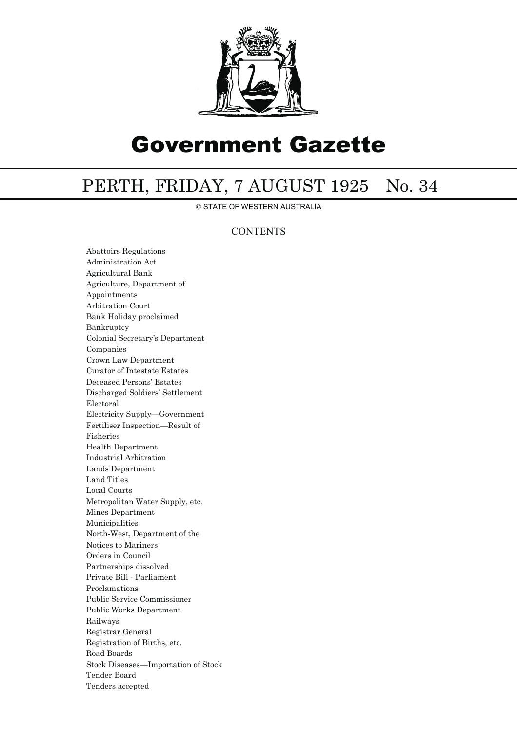# Government Gazette

## PERTH, FRIDAY, 7 AUGUST 1925 No. 34

© STATE OF WESTERN AUSTRALIA

### CONTENTS

Abattoirs Regulations
Administration Act
Agricultural Bank
Agriculture, Department of
Appointments
Arbitration Court
Bank Holiday proclaimed
Bankruptcy
Colonial Secretary's Department
Companies
Crown Law Department
Curator of Intestate Estates
Deceased Persons' Estates
Discharged Soldiers' Settlement
Electoral
Electricity Supply—Government
Fertiliser Inspection—Result of
Fisheries
Health Department
Industrial Arbitration
Lands Department
Land Titles
Local Courts
Metropolitan Water Supply, etc.
Mines Department
Municipalities
North-West, Department of the
Notices to Mariners
Orders in Council
Partnerships dissolved
Private Bill - Parliament
Proclamations
Public Service Commissioner
Public Works Department
Railways
Registrar General
Registration of Births, etc.
Road Boards
Stock Diseases—Importation of Stock
Tender Board
Tenders accepted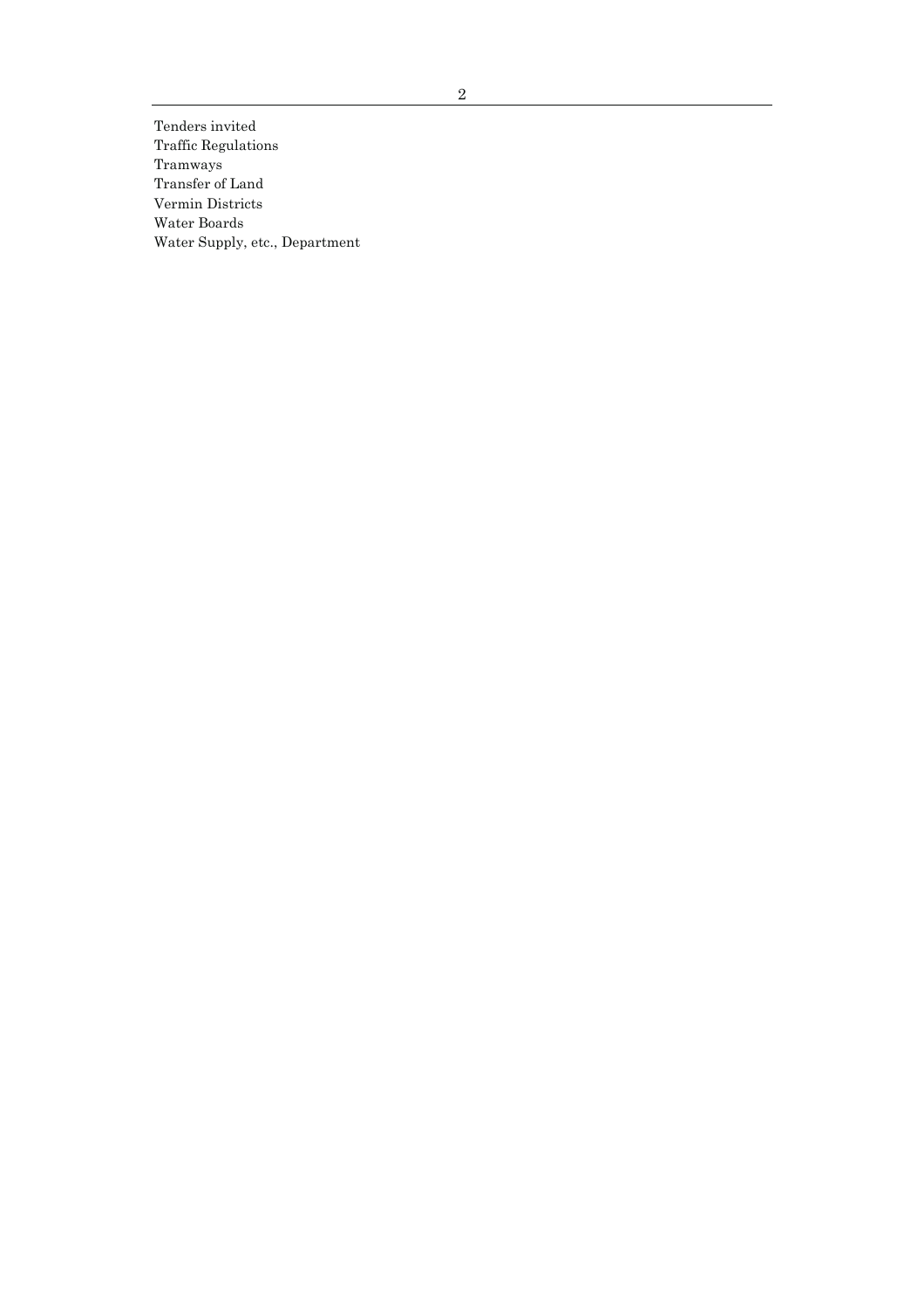Tenders invited
Traffic Regulations
Tramways
Transfer of Land
Vermin Districts
Water Boards
Water Supply, etc., Department